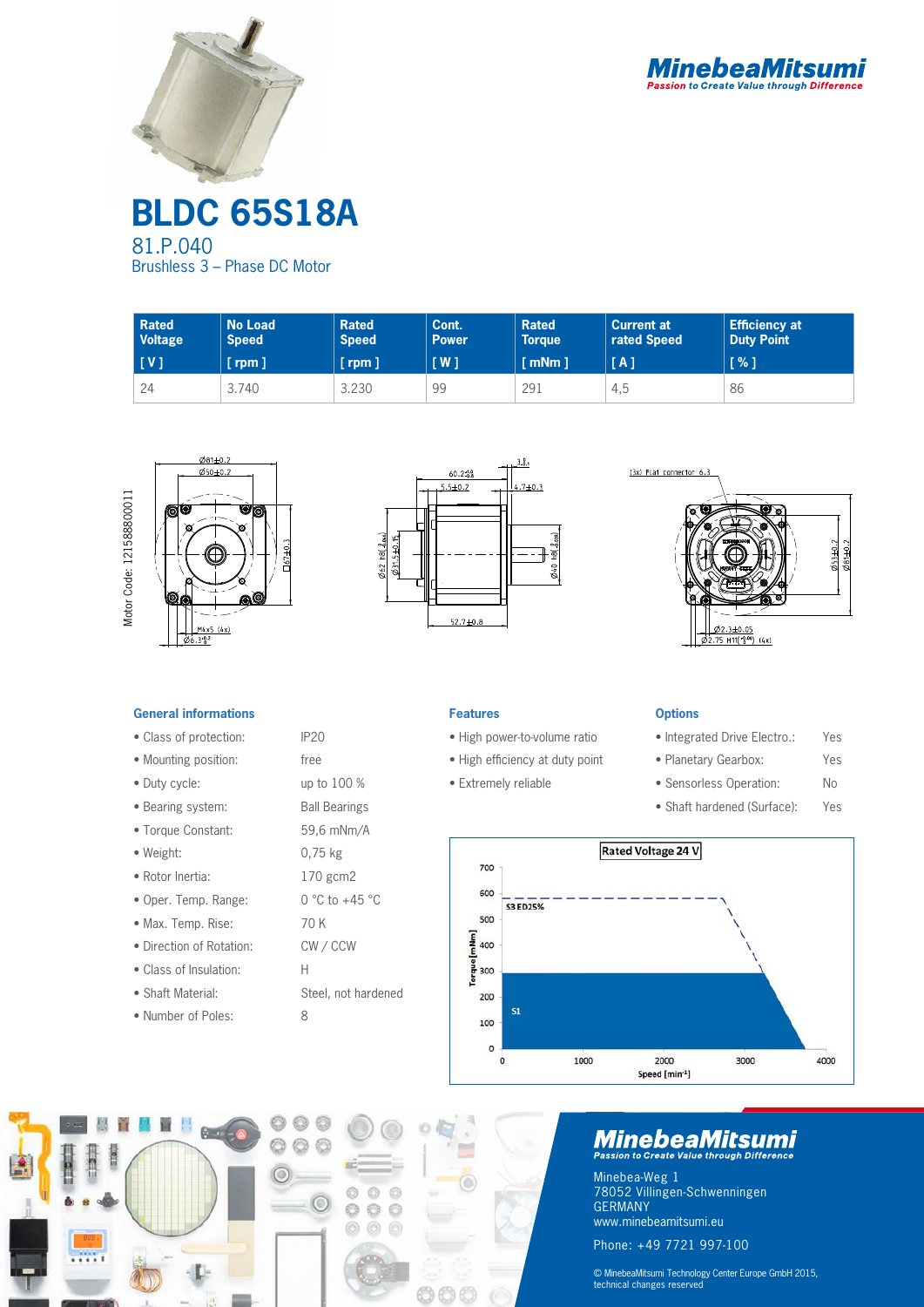# BLDC 65S18A

81.P.040

Brushless 3 – Phase DC Motor

| Rated Voltage [ V ] | No Load Speed [ rpm ] | Rated Speed [ rpm ] | Cont. Power [ W ] | Rated Torque [ mNm ] | Current at rated Speed [ A ] | Efficiency at Duty Point [ % ] |
|---|---|---|---|---|---|---|
| 24 | 3.740 | 3.230 | 99 | 291 | 4,5 | 86 |

Motor Code: 121588800011

## General informations

- Class of protection: IP20
- Mounting position: free
- Duty cycle: up to 100 %
- Bearing system: Ball Bearings
- Torque Constant: 59,6 mNm/A
- Weight: 0,75 kg
- Rotor Inertia: 170 gcm2
- Oper. Temp. Range: 0 °C to +45 °C
- Max. Temp. Rise: 70 K
- Direction of Rotation: CW / CCW
- Class of Insulation: H
- Shaft Material: Steel, not hardened
- Number of Poles: 8

## Features

- High power-to-volume ratio
- High efficiency at duty point
- Extremely reliable

## Options

- Integrated Drive Electro.: Yes
- Planetary Gearbox: Yes
- Sensorless Operation: No
- Shaft hardened (Surface): Yes

**MinebeaMitsumi**
*Passion to Create Value through Difference*

Minebea-Weg 1
78052 Villingen-Schwenningen
GERMANY
www.minebeamitsumi.eu

Phone: +49 7721 997-100

© MinebeaMitsumi Technology Center Europe GmbH 2015, technical changes reserved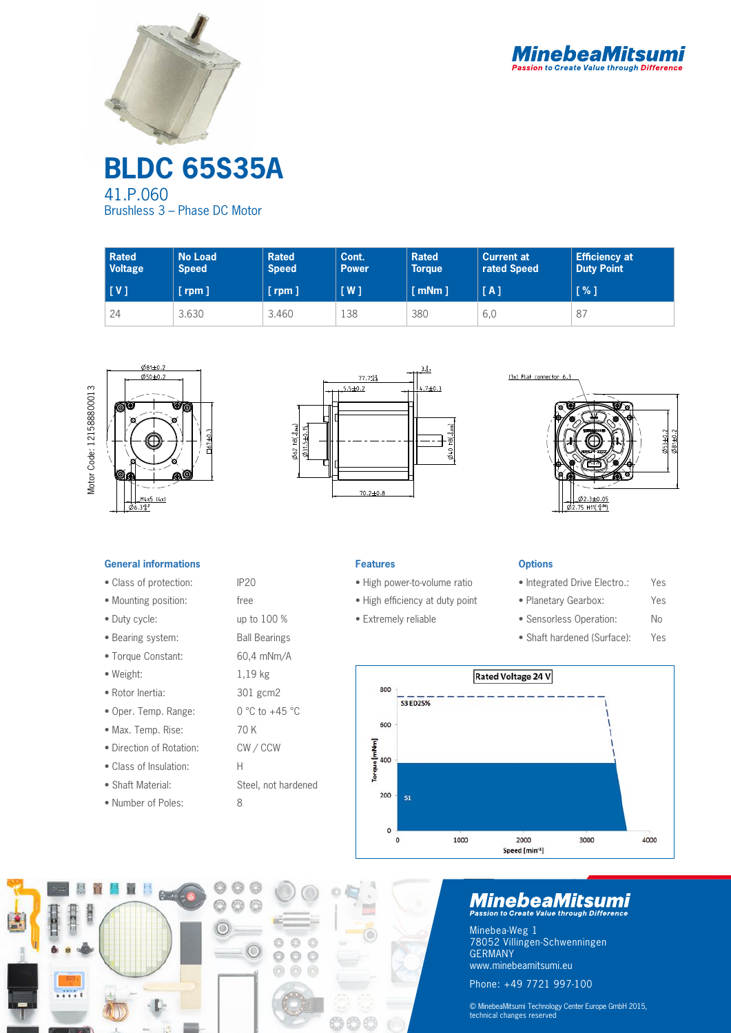MinebeaMitsumi
Passion to Create Value through Difference

# BLDC 65S35A

## 41.P.060

Brushless 3 – Phase DC Motor

| Rated Voltage [ V ] | No Load Speed [ rpm ] | Rated Speed [ rpm ] | Cont. Power [ W ] | Rated Torque [ mNm ] | Current at rated Speed [ A ] | Efficiency at Duty Point [ % ] |
|---|---|---|---|---|---|---|
| 24 | 3.630 | 3.460 | 138 | 380 | 6,0 | 87 |

Motor Code: 121588800013

### General informations

| | |
|---|---|
| • Class of protection: | IP20 |
| • Mounting position: | free |
| • Duty cycle: | up to 100 % |
| • Bearing system: | Ball Bearings |
| • Torque Constant: | 60,4 mNm/A |
| • Weight: | 1,19 kg |
| • Rotor Inertia: | 301 gcm2 |
| • Oper. Temp. Range: | 0 °C to +45 °C |
| • Max. Temp. Rise: | 70 K |
| • Direction of Rotation: | CW / CCW |
| • Class of Insulation: | H |
| • Shaft Material: | Steel, not hardened |
| • Number of Poles: | 8 |

### Features

- High power-to-volume ratio
- High efficiency at duty point
- Extremely reliable

### Options

| | |
|---|---|
| • Integrated Drive Electro.: | Yes |
| • Planetary Gearbox: | Yes |
| • Sensorless Operation: | No |
| • Shaft hardened (Surface): | Yes |

Rated Voltage 24 V

MinebeaMitsumi
Passion to Create Value through Difference

Minebea-Weg 1
78052 Villingen-Schwenningen
GERMANY
www.minebeamitsumi.eu

Phone: +49 7721 997-100

© MinebeaMitsumi Technology Center Europe GmbH 2015, technical changes reserved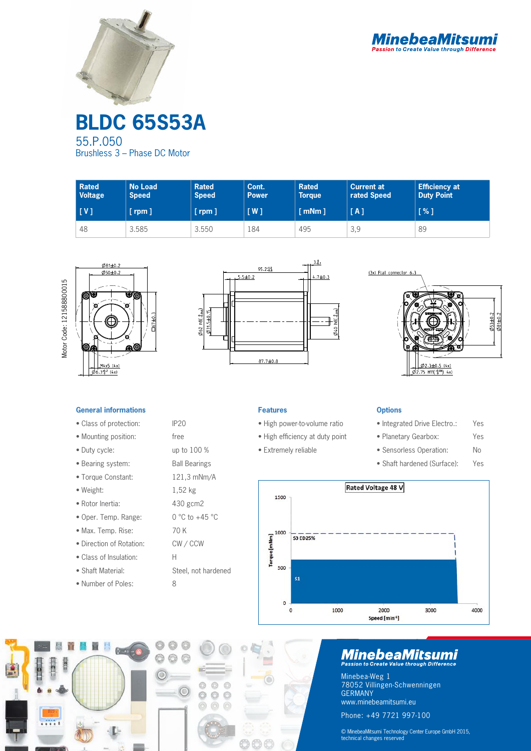MinebeaMitsumi
Passion to Create Value through Difference

# BLDC 65S53A

## 55.P.050

Brushless 3 – Phase DC Motor

| Rated Voltage [ V ] | No Load Speed [ rpm ] | Rated Speed [ rpm ] | Cont. Power [ W ] | Rated Torque [ mNm ] | Current at rated Speed [ A ] | Efficiency at Duty Point [ % ] |
|---|---|---|---|---|---|---|
| 48 | 3.585 | 3.550 | 184 | 495 | 3,9 | 89 |

Motor Code: 121588800015

Ø61±0.2
Ø50±0.2
□67±0.3
M4x5 (4x)
Ø6.3 (4x)

95.2
5.5±0.2
3.8
4.7±0.3
Ø62 h8
Ø31.5±0.15
Ø10 h6
87.7±0.8

(3x) Flat connector 6.3
Ø53±0.2
Ø81±0.2
Ø2.3±0.5 (4x)
Ø2.75 H11 4x)

### General informations

- Class of protection: IP20
- Mounting position: free
- Duty cycle: up to 100 %
- Bearing system: Ball Bearings
- Torque Constant: 121,3 mNm/A
- Weight: 1,52 kg
- Rotor Inertia: 430 gcm2
- Oper. Temp. Range: 0 °C to +45 °C
- Max. Temp. Rise: 70 K
- Direction of Rotation: CW / CCW
- Class of Insulation: H
- Shaft Material: Steel, not hardened
- Number of Poles: 8

### Features

- High power-to-volume ratio
- High efficiency at duty point
- Extremely reliable

### Options

- Integrated Drive Electro.: Yes
- Planetary Gearbox: Yes
- Sensorless Operation: No
- Shaft hardened (Surface): Yes

Rated Voltage 48 V
Torque [mNm]
1500
1000
500
0
S3 ED25%
S1
0
1000
2000
3000
4000
Speed [min⁻¹]

MinebeaMitsumi
Passion to Create Value through Difference

Minebea-Weg 1
78052 Villingen-Schwenningen
GERMANY
www.minebeamitsumi.eu

Phone: +49 7721 997-100

© MinebeaMitsumi Technology Center Europe GmbH 2015,
technical changes reserved